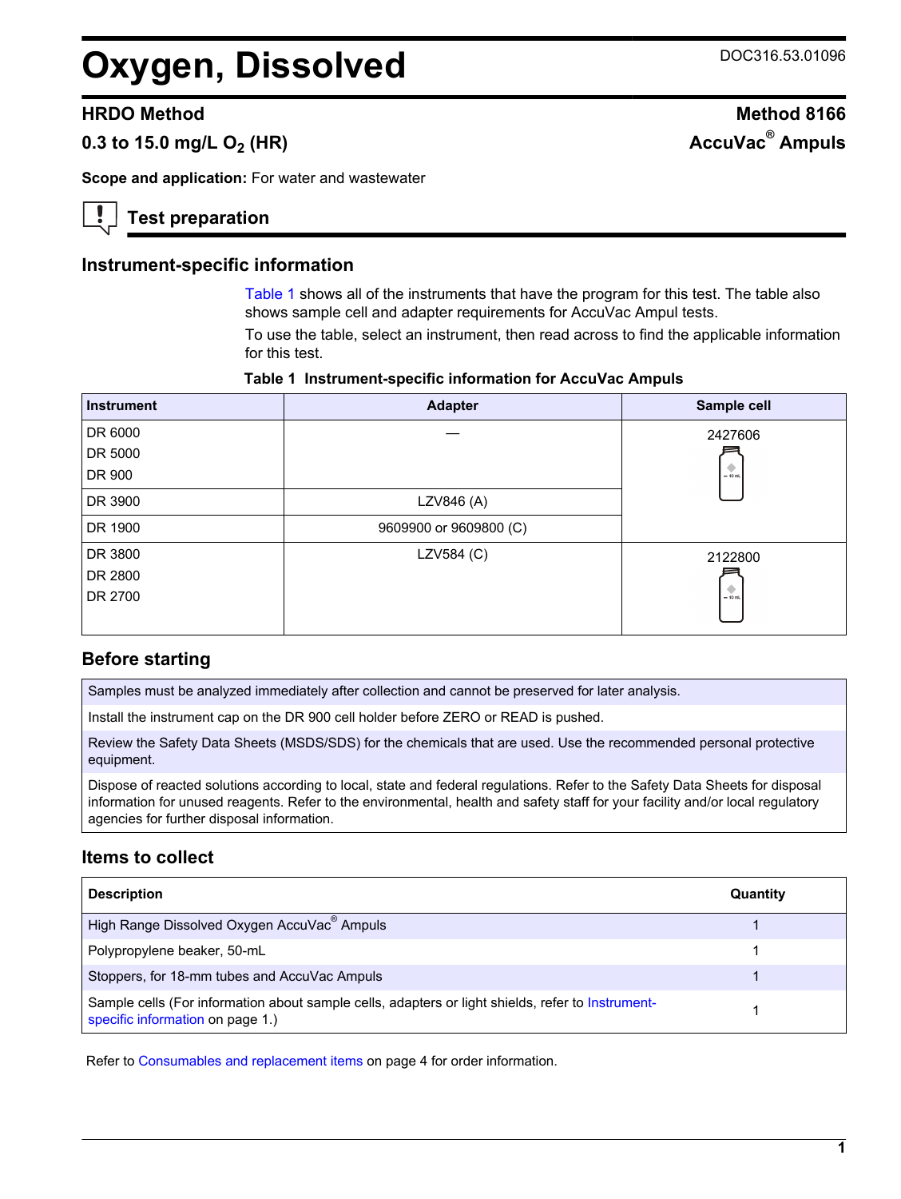# Oxygen, Dissolved

DOC316.53.01096

## HRDO Method

## Method 8166

## 0.3 to 15.0 mg/L $O_2$ (HR)

## AccuVac® Ampuls

**Scope and application:** For water and wastewater

## Test preparation

### Instrument-specific information

Table 1 shows all of the instruments that have the program for this test. The table also shows sample cell and adapter requirements for AccuVac Ampul tests.

To use the table, select an instrument, then read across to find the applicable information for this test.

**Table 1 Instrument-specific information for AccuVac Ampuls**

| Instrument | Adapter | Sample cell |
| --- | --- | --- |
| DR 6000<br>DR 5000<br>DR 900 | — | 2427606 |
| DR 3900 | LZV846 (A) | |
| DR 1900 | 9609900 or 9609800 (C) | |
| DR 3800<br>DR 2800<br>DR 2700 | LZV584 (C) | 2122800 |

### Before starting

Samples must be analyzed immediately after collection and cannot be preserved for later analysis.

Install the instrument cap on the DR 900 cell holder before ZERO or READ is pushed.

Review the Safety Data Sheets (MSDS/SDS) for the chemicals that are used. Use the recommended personal protective equipment.

Dispose of reacted solutions according to local, state and federal regulations. Refer to the Safety Data Sheets for disposal information for unused reagents. Refer to the environmental, health and safety staff for your facility and/or local regulatory agencies for further disposal information.

### Items to collect

| Description | Quantity |
| --- | --- |
| High Range Dissolved Oxygen AccuVac® Ampuls | 1 |
| Polypropylene beaker, 50-mL | 1 |
| Stoppers, for 18-mm tubes and AccuVac Ampuls | 1 |
| Sample cells (For information about sample cells, adapters or light shields, refer to Instrument-specific information on page 1.) | 1 |

Refer to Consumables and replacement items on page 4 for order information.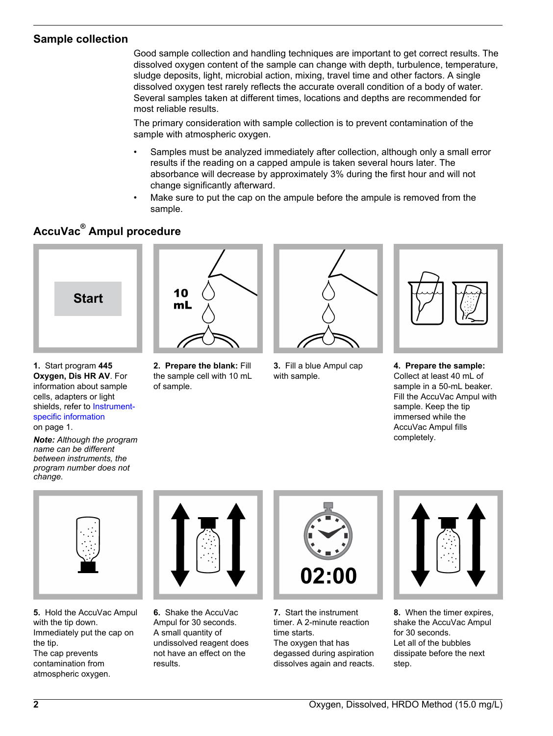## Sample collection

Good sample collection and handling techniques are important to get correct results. The dissolved oxygen content of the sample can change with depth, turbulence, temperature, sludge deposits, light, microbial action, mixing, travel time and other factors. A single dissolved oxygen test rarely reflects the accurate overall condition of a body of water. Several samples taken at different times, locations and depths are recommended for most reliable results.

The primary consideration with sample collection is to prevent contamination of the sample with atmospheric oxygen.

- Samples must be analyzed immediately after collection, although only a small error results if the reading on a capped ampule is taken several hours later. The absorbance will decrease by approximately 3% during the first hour and will not change significantly afterward.
- Make sure to put the cap on the ampule before the ampule is removed from the sample.

## AccuVac® Ampul procedure

**1.** Start program **445 Oxygen, Dis HR AV**. For information about sample cells, adapters or light shields, refer to Instrument-specific information on page 1.

***Note:** Although the program name can be different between instruments, the program number does not change.*

**2. Prepare the blank:** Fill the sample cell with 10 mL of sample.

**3.** Fill a blue Ampul cap with sample.

**4. Prepare the sample:** Collect at least 40 mL of sample in a 50-mL beaker. Fill the AccuVac Ampul with sample. Keep the tip immersed while the AccuVac Ampul fills completely.

**5.** Hold the AccuVac Ampul with the tip down. Immediately put the cap on the tip.
The cap prevents contamination from atmospheric oxygen.

**6.** Shake the AccuVac Ampul for 30 seconds.
A small quantity of undissolved reagent does not have an effect on the results.

**7.** Start the instrument timer. A 2-minute reaction time starts.
The oxygen that has degassed during aspiration dissolves again and reacts.

**8.** When the timer expires, shake the AccuVac Ampul for 30 seconds.
Let all of the bubbles dissipate before the next step.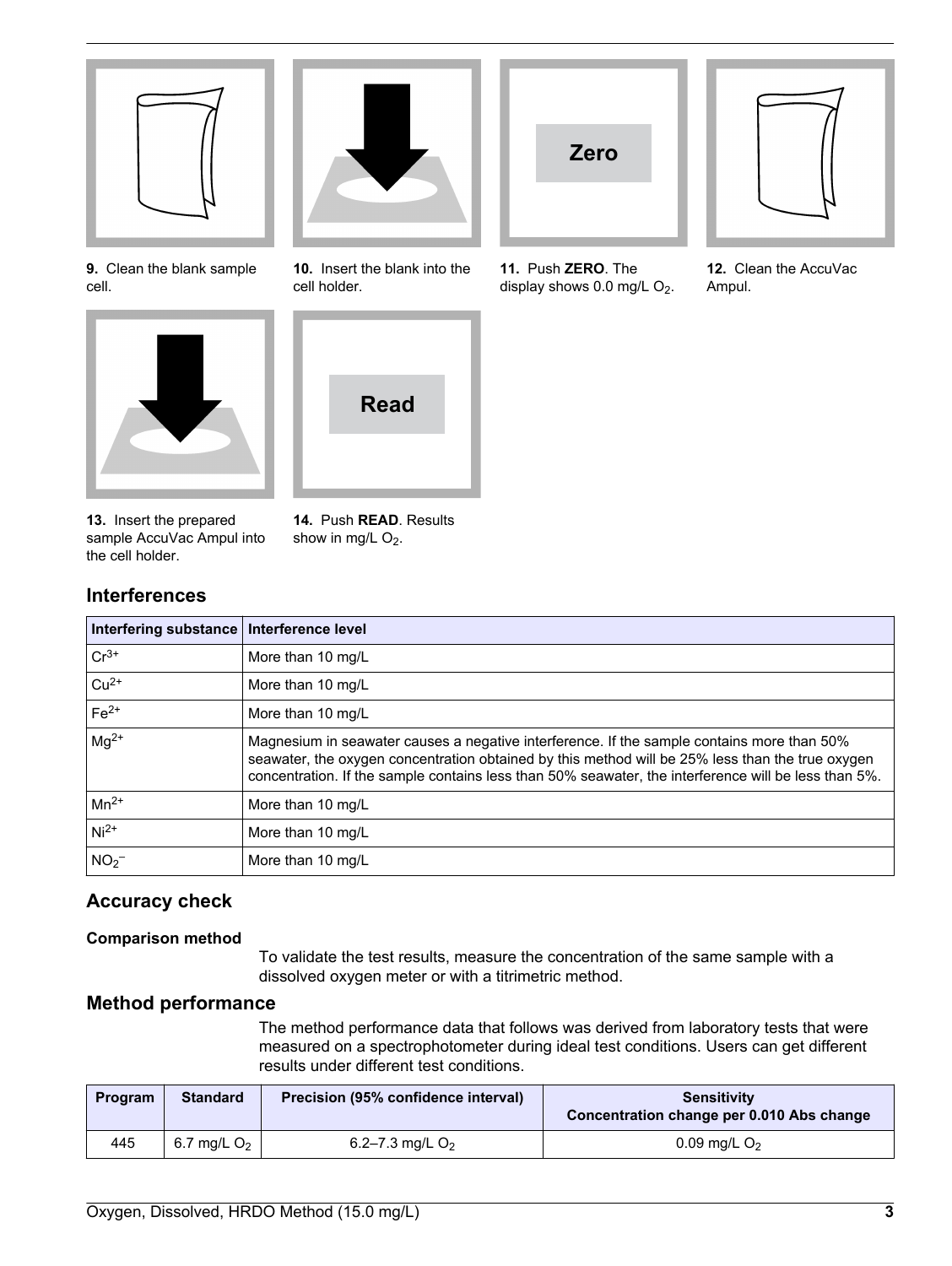9. Clean the blank sample cell.

10. Insert the blank into the cell holder.

11. Push **ZERO**. The display shows 0.0 mg/L $O_2$.

12. Clean the AccuVac Ampul.

13. Insert the prepared sample AccuVac Ampul into the cell holder.

14. Push **READ**. Results show in mg/L $O_2$.

## Interferences

| Interfering substance | Interference level |
| --- | --- |
| $Cr^{3+}$ | More than 10 mg/L |
| $Cu^{2+}$ | More than 10 mg/L |
| $Fe^{2+}$ | More than 10 mg/L |
| $Mg^{2+}$ | Magnesium in seawater causes a negative interference. If the sample contains more than 50% seawater, the oxygen concentration obtained by this method will be 25% less than the true oxygen concentration. If the sample contains less than 50% seawater, the interference will be less than 5%. |
| $Mn^{2+}$ | More than 10 mg/L |
| $Ni^{2+}$ | More than 10 mg/L |
| $NO_2^-$ | More than 10 mg/L |

## Accuracy check

### Comparison method

To validate the test results, measure the concentration of the same sample with a dissolved oxygen meter or with a titrimetric method.

## Method performance

The method performance data that follows was derived from laboratory tests that were measured on a spectrophotometer during ideal test conditions. Users can get different results under different test conditions.

| Program | Standard | Precision (95% confidence interval) | Sensitivity Concentration change per 0.010 Abs change |
| --- | --- | --- | --- |
| 445 | 6.7 mg/L $O_2$ | 6.2–7.3 mg/L $O_2$ | 0.09 mg/L $O_2$ |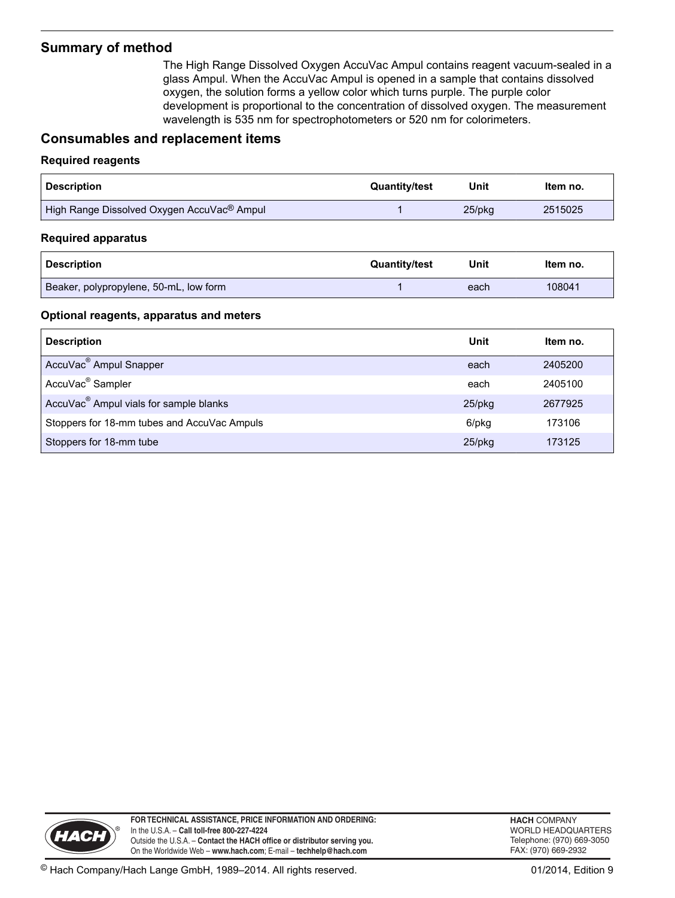## Summary of method

The High Range Dissolved Oxygen AccuVac Ampul contains reagent vacuum-sealed in a glass Ampul. When the AccuVac Ampul is opened in a sample that contains dissolved oxygen, the solution forms a yellow color which turns purple. The purple color development is proportional to the concentration of dissolved oxygen. The measurement wavelength is 535 nm for spectrophotometers or 520 nm for colorimeters.

## Consumables and replacement items

### Required reagents

| Description | Quantity/test | Unit | Item no. |
|---|---|---|---|
| High Range Dissolved Oxygen AccuVac® Ampul | 1 | 25/pkg | 2515025 |

### Required apparatus

| Description | Quantity/test | Unit | Item no. |
|---|---|---|---|
| Beaker, polypropylene, 50-mL, low form | 1 | each | 108041 |

### Optional reagents, apparatus and meters

| Description | Unit | Item no. |
|---|---|---|
| AccuVac® Ampul Snapper | each | 2405200 |
| AccuVac® Sampler | each | 2405100 |
| AccuVac® Ampul vials for sample blanks | 25/pkg | 2677925 |
| Stoppers for 18-mm tubes and AccuVac Ampuls | 6/pkg | 173106 |
| Stoppers for 18-mm tube | 25/pkg | 173125 |

**FOR TECHNICAL ASSISTANCE, PRICE INFORMATION AND ORDERING:**
In the U.S.A. – **Call toll-free 800-227-4224**
Outside the U.S.A. – **Contact the HACH office or distributor serving you.**
On the Worldwide Web – **www.hach.com**; E-mail – **techhelp@hach.com**

**HACH** COMPANY
WORLD HEADQUARTERS
Telephone: (970) 669-3050
FAX: (970) 669-2932

© Hach Company/Hach Lange GmbH, 1989–2014. All rights reserved.

01/2014, Edition 9